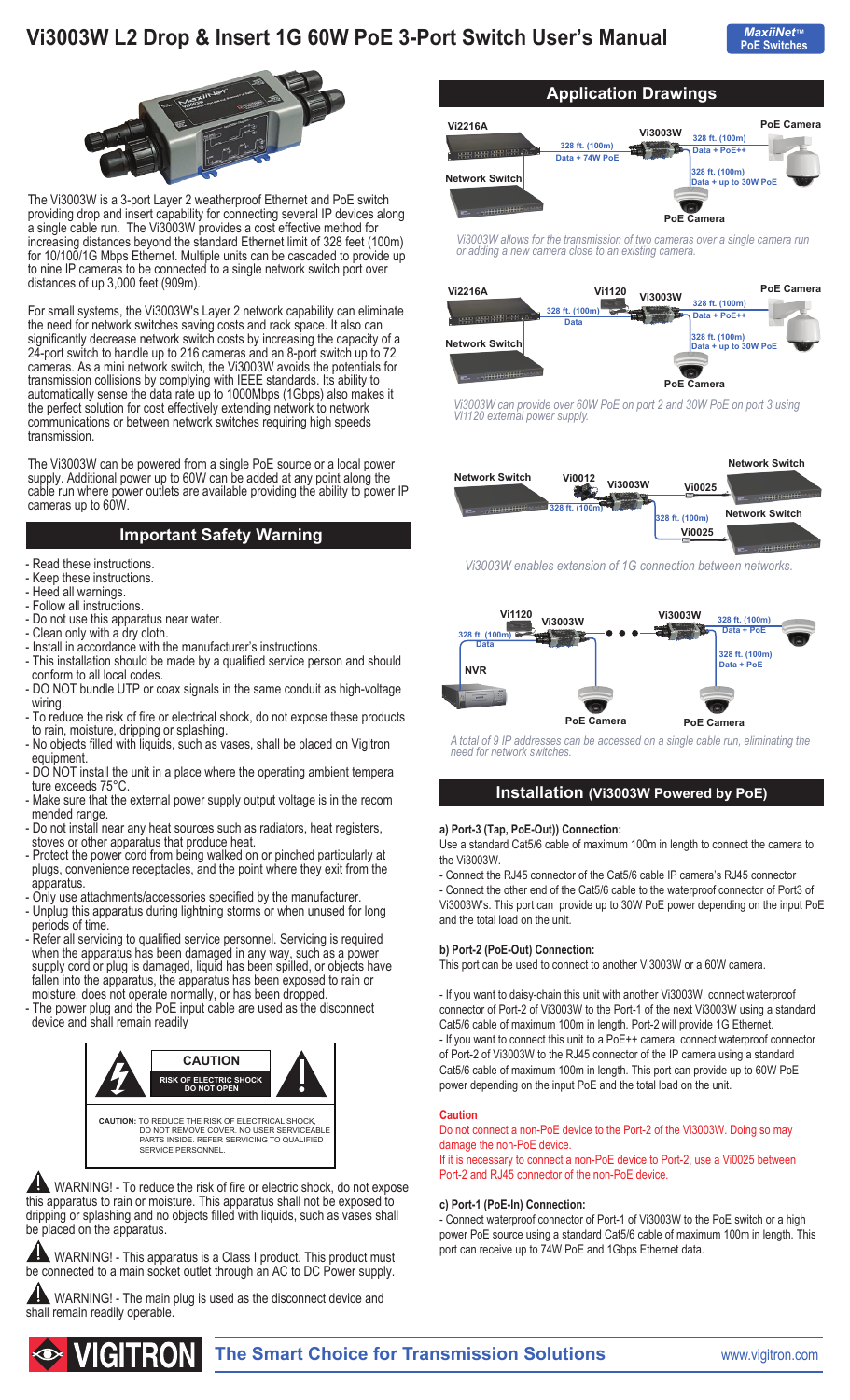# Vi3003W L2 Drop & Insert 1G 60W PoE 3-Port Switch User's Manual

MaxiiNet™ PoE Switches

The Vi3003W is a 3-port Layer 2 weatherproof Ethernet and PoE switch providing drop and insert capability for connecting several IP devices along a single cable run. The Vi3003W provides a cost effective method for increasing distances beyond the standard Ethernet limit of 328 feet (100m) for 10/100/1G Mbps Ethernet. Multiple units can be cascaded to provide up to nine IP cameras to be connected to a single network switch port over distances of up 3,000 feet (909m).

For small systems, the Vi3003W's Layer 2 network capability can eliminate the need for network switches saving costs and rack space. It also can significantly decrease network switch costs by increasing the capacity of a 24-port switch to handle up to 216 cameras and an 8-port switch up to 72 cameras. As a mini network switch, the Vi3003W avoids the potentials for transmission collisions by complying with IEEE standards. Its ability to automatically sense the data rate up to 1000Mbps (1Gbps) also makes it the perfect solution for cost effectively extending network to network communications or between network switches requiring high speeds transmission.

The Vi3003W can be powered from a single PoE source or a local power supply. Additional power up to 60W can be added at any point along the cable run where power outlets are available providing the ability to power IP cameras up to 60W.

## Important Safety Warning

- Read these instructions.
- Keep these instructions.
- Heed all warnings.
- Follow all instructions.
- Do not use this apparatus near water.
- Clean only with a dry cloth.
- Install in accordance with the manufacturer's instructions.
- This installation should be made by a qualified service person and should conform to all local codes.
- DO NOT bundle UTP or coax signals in the same conduit as high-voltage wiring.
- To reduce the risk of fire or electrical shock, do not expose these products to rain, moisture, dripping or splashing.
- No objects filled with liquids, such as vases, shall be placed on Vigitron equipment.
- DO NOT install the unit in a place where the operating ambient tempera ture exceeds 75°C.
- Make sure that the external power supply output voltage is in the recom mended range.
- Do not install near any heat sources such as radiators, heat registers, stoves or other apparatus that produce heat.
- Protect the power cord from being walked on or pinched particularly at plugs, convenience receptacles, and the point where they exit from the apparatus.
- Only use attachments/accessories specified by the manufacturer.
- Unplug this apparatus during lightning storms or when unused for long periods of time.
- Refer all servicing to qualified service personnel. Servicing is required when the apparatus has been damaged in any way, such as a power supply cord or plug is damaged, liquid has been spilled, or objects have fallen into the apparatus, the apparatus has been exposed to rain or moisture, does not operate normally, or has been dropped.
- The power plug and the PoE input cable are used as the disconnect device and shall remain readily

**CAUTION**
**RISK OF ELECTRIC SHOCK DO NOT OPEN**

**CAUTION:** TO REDUCE THE RISK OF ELECTRICAL SHOCK, DO NOT REMOVE COVER. NO USER SERVICEABLE PARTS INSIDE. REFER SERVICING TO QUALIFIED SERVICE PERSONNEL.

WARNING! - To reduce the risk of fire or electric shock, do not expose this apparatus to rain or moisture. This apparatus shall not be exposed to dripping or splashing and no objects filled with liquids, such as vases shall be placed on the apparatus.

WARNING! - This apparatus is a Class I product. This product must be connected to a main socket outlet through an AC to DC Power supply.

WARNING! - The main plug is used as the disconnect device and shall remain readily operable.

## Application Drawings

*Vi3003W allows for the transmission of two cameras over a single camera run or adding a new camera close to an existing camera.*

*Vi3003W can provide over 60W PoE on port 2 and 30W PoE on port 3 using Vi1120 external power supply.*

*Vi3003W enables extension of 1G connection between networks.*

*A total of 9 IP addresses can be accessed on a single cable run, eliminating the need for network switches.*

## Installation (Vi3003W Powered by PoE)

**a) Port-3 (Tap, PoE-Out)) Connection:**

Use a standard Cat5/6 cable of maximum 100m in length to connect the camera to the Vi3003W.

- Connect the RJ45 connector of the Cat5/6 cable IP camera's RJ45 connector
- Connect the other end of the Cat5/6 cable to the waterproof connector of Port3 of Vi3003W's. This port can provide up to 30W PoE power depending on the input PoE and the total load on the unit.

**b) Port-2 (PoE-Out) Connection:**

This port can be used to connect to another Vi3003W or a 60W camera.

- If you want to daisy-chain this unit with another Vi3003W, connect waterproof connector of Port-2 of Vi3003W to the Port-1 of the next Vi3003W using a standard Cat5/6 cable of maximum 100m in length. Port-2 will provide 1G Ethernet.
- If you want to connect this unit to a PoE++ camera, connect waterproof connector of Port-2 of Vi3003W to the RJ45 connector of the IP camera using a standard Cat5/6 cable of maximum 100m in length. This port can provide up to 60W PoE power depending on the input PoE and the total load on the unit.

**Caution**

Do not connect a non-PoE device to the Port-2 of the Vi3003W. Doing so may damage the non-PoE device.

If it is necessary to connect a non-PoE device to Port-2, use a Vi0025 between Port-2 and RJ45 connector of the non-PoE device.

**c) Port-1 (PoE-In) Connection:**

- Connect waterproof connector of Port-1 of Vi3003W to the PoE switch or a high power PoE source using a standard Cat5/6 cable of maximum 100m in length. This port can receive up to 74W PoE and 1Gbps Ethernet data.

**VIGITRON** The Smart Choice for Transmission Solutions www.vigitron.com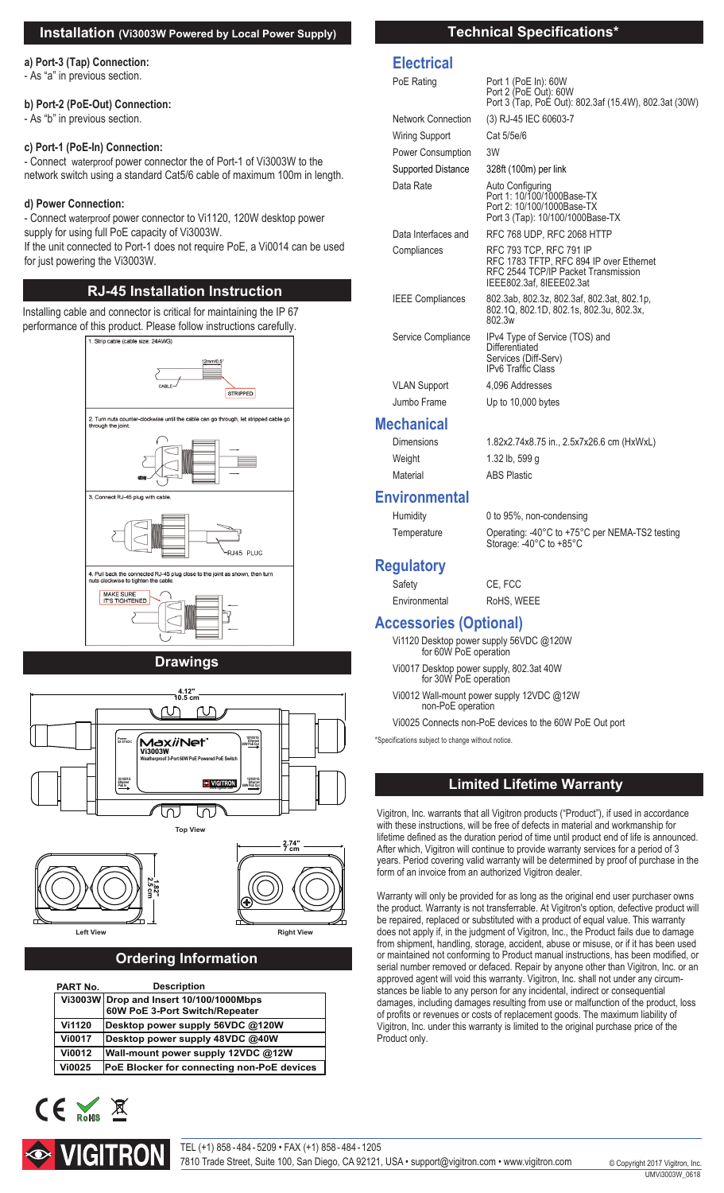## Installation (Vi3003W Powered by Local Power Supply)

**a) Port-3 (Tap) Connection:**
- As "a" in previous section.

**b) Port-2 (PoE-Out) Connection:**
- As "b" in previous section.

**c) Port-1 (PoE-In) Connection:**
- Connect waterproof power connector the of Port-1 of Vi3003W to the network switch using a standard Cat5/6 cable of maximum 100m in length.

**d) Power Connection:**
- Connect waterproof power connector to Vi1120, 120W desktop power supply for using full PoE capacity of Vi3003W.
If the unit connected to Port-1 does not require PoE, a Vi0014 can be used for just powering the Vi3003W.

## RJ-45 Installation Instruction

Installing cable and connector is critical for maintaining the IP 67 performance of this product. Please follow instructions carefully.

1. Strip cable (cable size: 24AWG)

12mm/0.5"
CABLE
STRIPPED

2. Turn nuts counter-clockwise until the cable can go through, let stripped cable go through the joint.

3. Connect RJ-45 plug with cable.

RJ45 PLUG

4. Pull back the connected RJ-45 plug close to the joint as shown, then turn nuts clockwise to tighten the cable.

MAKE SURE IT'S TIGHTENED

## Drawings

4.12"
10.5 cm

MaxiiNet
Vi3003W
Weatherproof 3-Port 60W PoE Powered PoE Switch
VIGITRON

Top View

1.82"
2.5 cm

Left View

2.74"
7 cm

Right View

## Ordering Information

| PART No. | Description |
|---|---|
| Vi3003W | Drop and Insert 10/100/1000Mbps 60W PoE 3-Port Switch/Repeater |
| Vi1120 | Desktop power supply 56VDC @120W |
| Vi0017 | Desktop power supply 48VDC @40W |
| Vi0012 | Wall-mount power supply 12VDC @12W |
| Vi0025 | PoE Blocker for connecting non-PoE devices |

## Technical Specifications*

### Electrical

| | |
|---|---|
| PoE Rating | Port 1 (PoE In): 60W<br>Port 2 (PoE Out): 60W<br>Port 3 (Tap, PoE Out): 802.3af (15.4W), 802.3at (30W) |
| Network Connection | (3) RJ-45 IEC 60603-7 |
| Wiring Support | Cat 5/5e/6 |
| Power Consumption | 3W |
| Supported Distance | 328ft (100m) per link |
| Data Rate | Auto Configuring<br>Port 1: 10/100/1000Base-TX<br>Port 2: 10/100/1000Base-TX<br>Port 3 (Tap): 10/100/1000Base-TX |
| Data Interfaces and Compliances | RFC 768 UDP, RFC 2068 HTTP<br>RFC 793 TCP, RFC 791 IP<br>RFC 1783 TFTP, RFC 894 IP over Ethernet<br>RFC 2544 TCP/IP Packet Transmission<br>IEEE802.3af, 8IEEE02.3at |
| IEEE Compliances | 802.3ab, 802.3z, 802.3af, 802.3at, 802.1p, 802.1Q, 802.1D, 802.1s, 802.3u, 802.3x, 802.3w |
| Service Compliance | IPv4 Type of Service (TOS) and Differentiated Services (Diff-Serv)<br>IPv6 Traffic Class |
| VLAN Support | 4,096 Addresses |
| Jumbo Frame | Up to 10,000 bytes |

### Mechanical

| | |
|---|---|
| Dimensions | 1.82x2.74x8.75 in., 2.5x7x26.6 cm (HxWxL) |
| Weight | 1.32 lb, 599 g |
| Material | ABS Plastic |

### Environmental

| | |
|---|---|
| Humidity | 0 to 95%, non-condensing |
| Temperature | Operating: -40°C to +75°C per NEMA-TS2 testing<br>Storage: -40°C to +85°C |

### Regulatory

| | |
|---|---|
| Safety | CE, FCC |
| Environmental | RoHS, WEEE |

### Accessories (Optional)

Vi1120 Desktop power supply 56VDC @120W for 60W PoE operation

Vi0017 Desktop power supply, 802.3at 40W for 30W PoE operation

Vi0012 Wall-mount power supply 12VDC @12W non-PoE operation

Vi0025 Connects non-PoE devices to the 60W PoE Out port

*Specifications subject to change without notice.

## Limited Lifetime Warranty

Vigitron, Inc. warrants that all Vigitron products ("Product"), if used in accordance with these instructions, will be free of defects in material and workmanship for lifetime defined as the duration period of time until product end of life is announced. After which, Vigitron will continue to provide warranty services for a period of 3 years. Period covering valid warranty will be determined by proof of purchase in the form of an invoice from an authorized Vigitron dealer.

Warranty will only be provided for as long as the original end user purchaser owns the product. Warranty is not transferrable. At Vigitron's option, defective product will be repaired, replaced or substituted with a product of equal value. This warranty does not apply if, in the judgment of Vigitron, Inc., the Product fails due to damage from shipment, handling, storage, accident, abuse or misuse, or if it has been used or maintained not conforming to Product manual instructions, has been modified, or serial number removed or defaced. Repair by anyone other than Vigitron, Inc. or an approved agent will void this warranty. Vigitron, Inc. shall not under any circumstances be liable to any person for any incidental, indirect or consequential damages, including damages resulting from use or malfunction of the product, loss of profits or revenues or costs of replacement goods. The maximum liability of Vigitron, Inc. under this warranty is limited to the original purchase price of the Product only.

CE RoHS

VIGITRON

TEL (+1) 858 - 484 - 5209 • FAX (+1) 858 - 484 - 1205
7810 Trade Street, Suite 100, San Diego, CA 92121, USA • support@vigitron.com • www.vigitron.com

© Copyright 2017 Vigitron, Inc.
UMVi3003W_0618